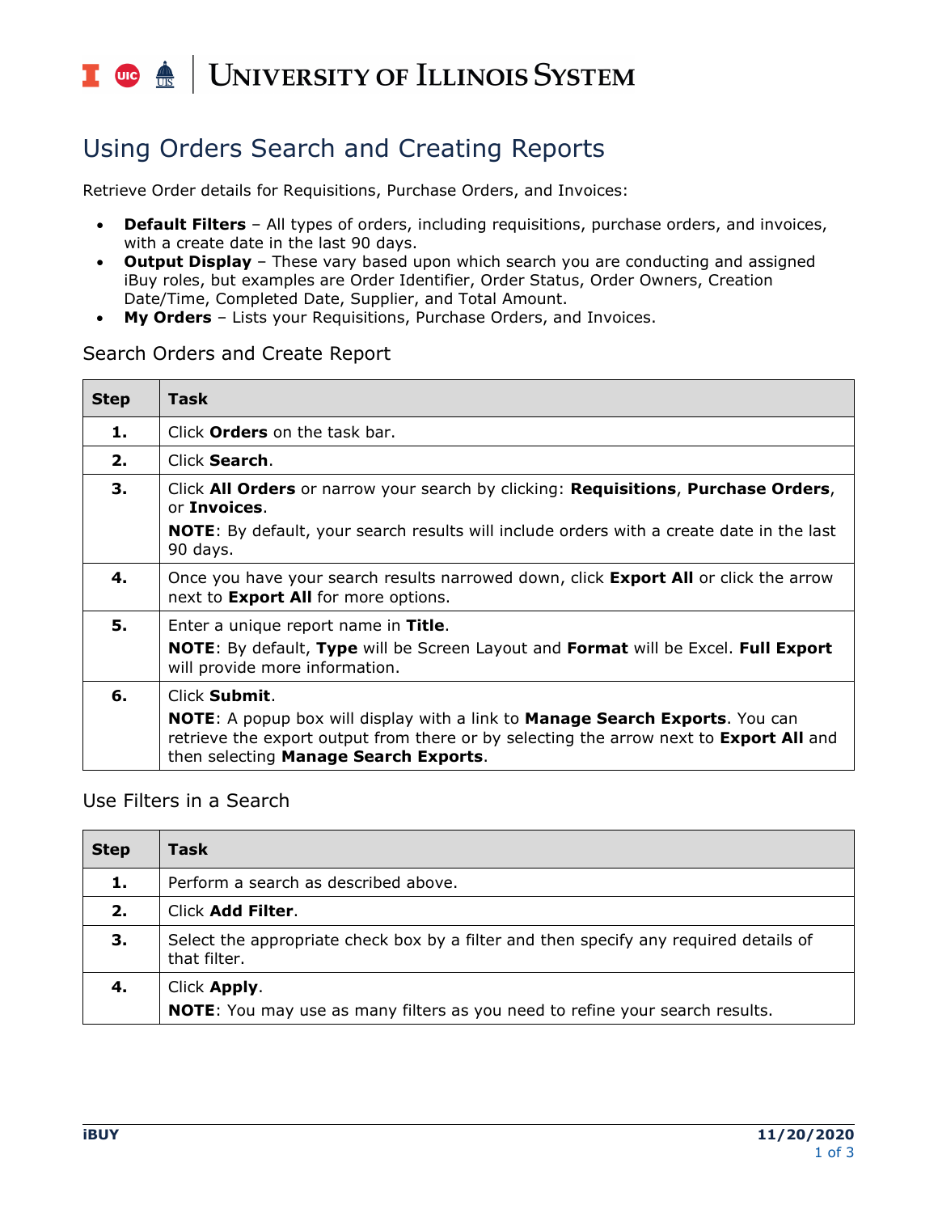# Using Orders Search and Creating Reports

Retrieve Order details for Requisitions, Purchase Orders, and Invoices:

- **Default Filters** – All types of orders, including requisitions, purchase orders, and invoices, with a create date in the last 90 days.
- **Output Display** – These vary based upon which search you are conducting and assigned iBuy roles, but examples are Order Identifier, Order Status, Order Owners, Creation Date/Time, Completed Date, Supplier, and Total Amount.
- **My Orders** – Lists your Requisitions, Purchase Orders, and Invoices.

## Search Orders and Create Report

| Step | Task |
| --- | --- |
| **1.** | Click **Orders** on the task bar. |
| **2.** | Click **Search**. |
| **3.** | Click **All Orders** or narrow your search by clicking: **Requisitions**, **Purchase Orders**, or **Invoices**.<br>**NOTE**: By default, your search results will include orders with a create date in the last 90 days. |
| **4.** | Once you have your search results narrowed down, click **Export All** or click the arrow next to **Export All** for more options. |
| **5.** | Enter a unique report name in **Title**.<br>**NOTE**: By default, **Type** will be Screen Layout and **Format** will be Excel. **Full Export** will provide more information. |
| **6.** | Click **Submit**.<br>**NOTE**: A popup box will display with a link to **Manage Search Exports**. You can retrieve the export output from there or by selecting the arrow next to **Export All** and then selecting **Manage Search Exports**. |

## Use Filters in a Search

| Step | Task |
| --- | --- |
| **1.** | Perform a search as described above. |
| **2.** | Click **Add Filter**. |
| **3.** | Select the appropriate check box by a filter and then specify any required details of that filter. |
| **4.** | Click **Apply**.<br>**NOTE**: You may use as many filters as you need to refine your search results. |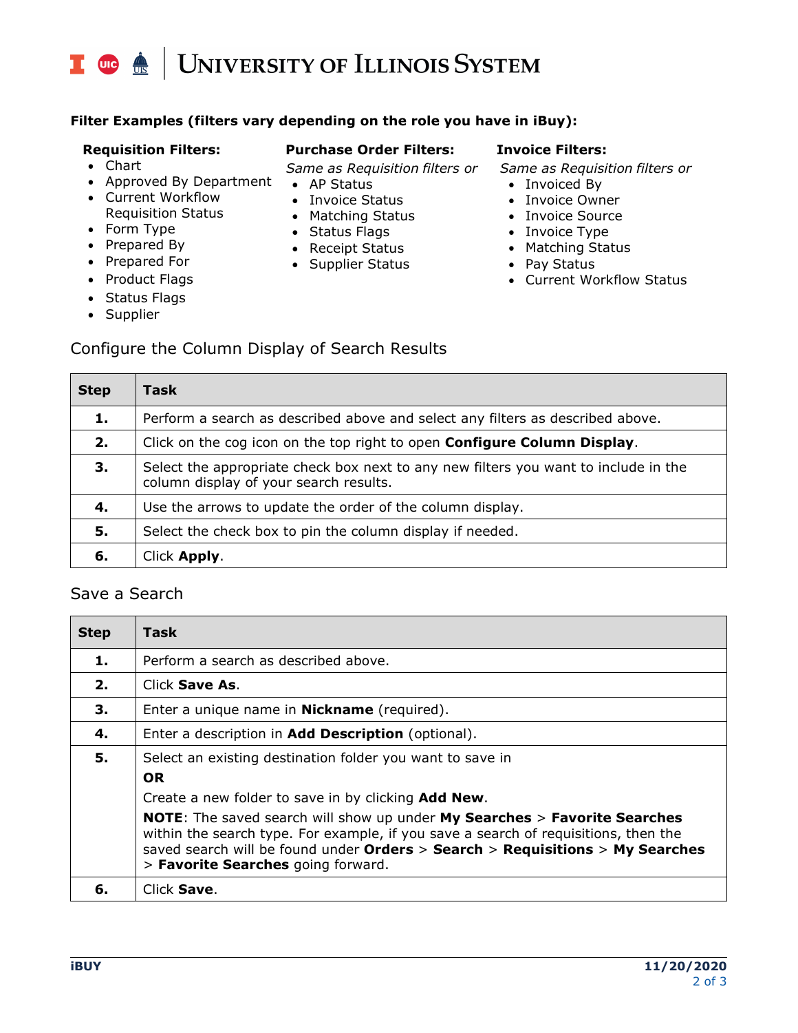**Filter Examples (filters vary depending on the role you have in iBuy):**

**Requisition Filters:**

- Chart
- Approved By Department
- Current Workflow Requisition Status
- Form Type
- Prepared By
- Prepared For
- Product Flags
- Status Flags
- Supplier

**Purchase Order Filters:**

*Same as Requisition filters or*

- AP Status
- Invoice Status
- Matching Status
- Status Flags
- Receipt Status
- Supplier Status

**Invoice Filters:**

*Same as Requisition filters or*

- Invoiced By
- Invoice Owner
- Invoice Source
- Invoice Type
- Matching Status
- Pay Status
- Current Workflow Status

## Configure the Column Display of Search Results

| Step | Task |
| --- | --- |
| **1.** | Perform a search as described above and select any filters as described above. |
| **2.** | Click on the cog icon on the top right to open **Configure Column Display**. |
| **3.** | Select the appropriate check box next to any new filters you want to include in the column display of your search results. |
| **4.** | Use the arrows to update the order of the column display. |
| **5.** | Select the check box to pin the column display if needed. |
| **6.** | Click **Apply**. |

## Save a Search

| Step | Task |
| --- | --- |
| **1.** | Perform a search as described above. |
| **2.** | Click **Save As**. |
| **3.** | Enter a unique name in **Nickname** (required). |
| **4.** | Enter a description in **Add Description** (optional). |
| **5.** | Select an existing destination folder you want to save in<br>**OR**<br>Create a new folder to save in by clicking **Add New**.<br>**NOTE**: The saved search will show up under **My Searches** > **Favorite Searches** within the search type. For example, if you save a search of requisitions, then the saved search will be found under **Orders** > **Search** > **Requisitions** > **My Searches** > **Favorite Searches** going forward. |
| **6.** | Click **Save**. |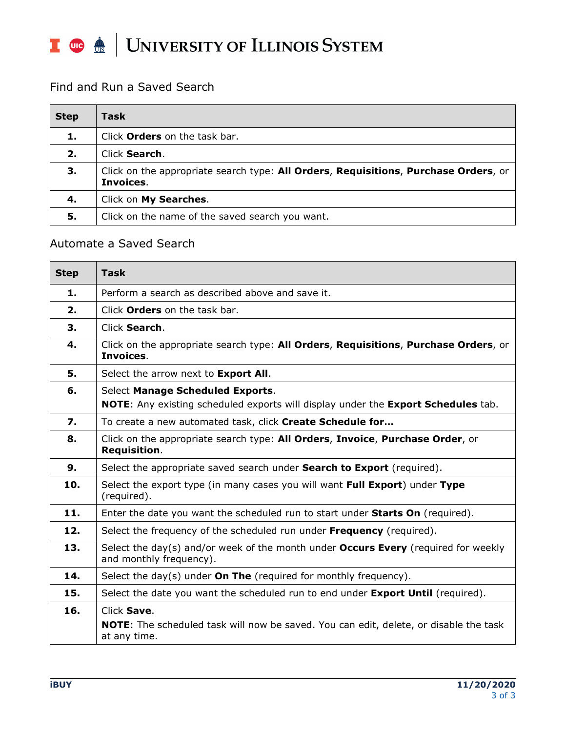## Find and Run a Saved Search

| Step | Task |
|---|---|
| **1.** | Click **Orders** on the task bar. |
| **2.** | Click **Search**. |
| **3.** | Click on the appropriate search type: **All Orders**, **Requisitions**, **Purchase Orders**, or **Invoices**. |
| **4.** | Click on **My Searches**. |
| **5.** | Click on the name of the saved search you want. |

## Automate a Saved Search

| Step | Task |
|---|---|
| **1.** | Perform a search as described above and save it. |
| **2.** | Click **Orders** on the task bar. |
| **3.** | Click **Search**. |
| **4.** | Click on the appropriate search type: **All Orders**, **Requisitions**, **Purchase Orders**, or **Invoices**. |
| **5.** | Select the arrow next to **Export All**. |
| **6.** | Select **Manage Scheduled Exports**. **NOTE**: Any existing scheduled exports will display under the **Export Schedules** tab. |
| **7.** | To create a new automated task, click **Create Schedule for…** |
| **8.** | Click on the appropriate search type: **All Orders**, **Invoice**, **Purchase Order**, or **Requisition**. |
| **9.** | Select the appropriate saved search under **Search to Export** (required). |
| **10.** | Select the export type (in many cases you will want **Full Export**) under **Type** (required). |
| **11.** | Enter the date you want the scheduled run to start under **Starts On** (required). |
| **12.** | Select the frequency of the scheduled run under **Frequency** (required). |
| **13.** | Select the day(s) and/or week of the month under **Occurs Every** (required for weekly and monthly frequency). |
| **14.** | Select the day(s) under **On The** (required for monthly frequency). |
| **15.** | Select the date you want the scheduled run to end under **Export Until** (required). |
| **16.** | Click **Save**. **NOTE**: The scheduled task will now be saved. You can edit, delete, or disable the task at any time. |